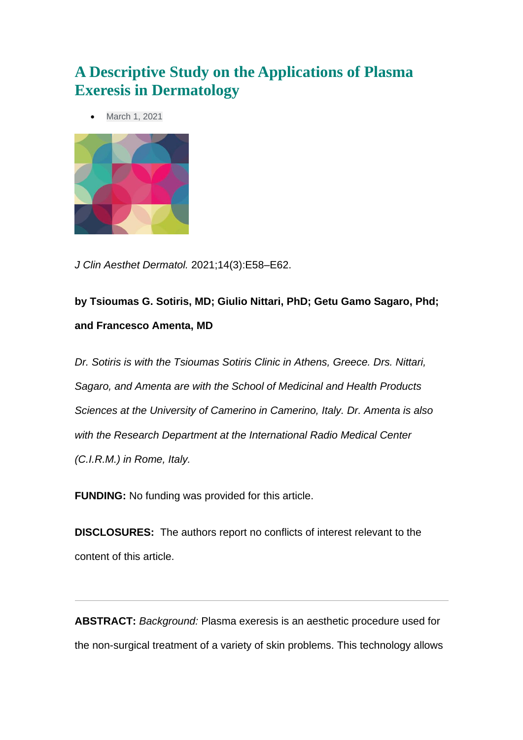# A Descriptive Study on the Applications of Plasma Exeresis in Dermatology

- March 1, 2021

*J Clin Aesthet Dermatol.* 2021;14(3):E58–E62.

**by Tsioumas G. Sotiris, MD; Giulio Nittari, PhD; Getu Gamo Sagaro, Phd; and Francesco Amenta, MD**

*Dr. Sotiris is with the Tsioumas Sotiris Clinic in Athens, Greece. Drs. Nittari, Sagaro, and Amenta are with the School of Medicinal and Health Products Sciences at the University of Camerino in Camerino, Italy. Dr. Amenta is also with the Research Department at the International Radio Medical Center (C.I.R.M.) in Rome, Italy.*

**FUNDING:** No funding was provided for this article.

**DISCLOSURES:** The authors report no conflicts of interest relevant to the content of this article.

---

**ABSTRACT:** *Background:* Plasma exeresis is an aesthetic procedure used for the non-surgical treatment of a variety of skin problems. This technology allows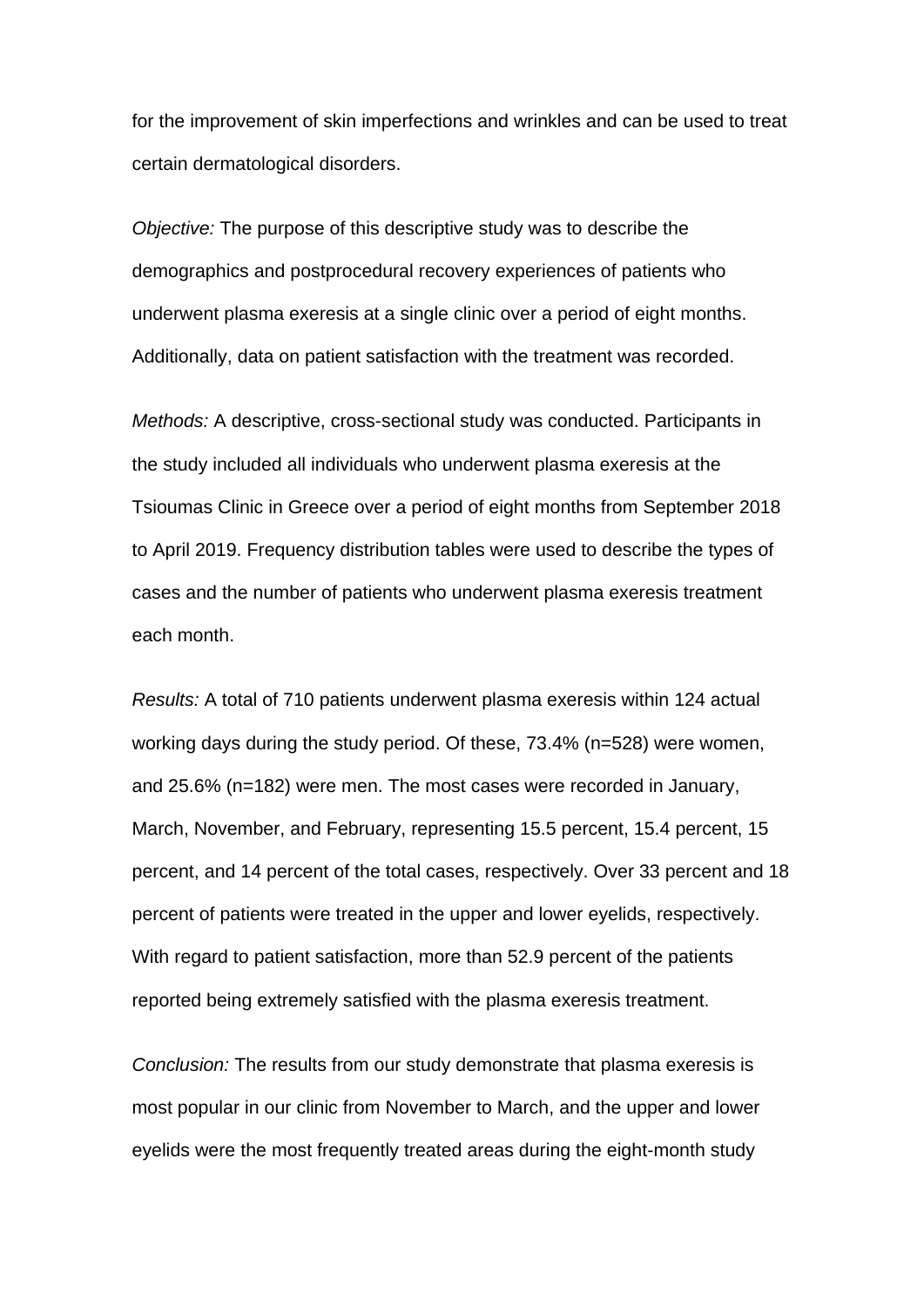for the improvement of skin imperfections and wrinkles and can be used to treat certain dermatological disorders.

*Objective:* The purpose of this descriptive study was to describe the demographics and postprocedural recovery experiences of patients who underwent plasma exeresis at a single clinic over a period of eight months. Additionally, data on patient satisfaction with the treatment was recorded.

*Methods:* A descriptive, cross-sectional study was conducted. Participants in the study included all individuals who underwent plasma exeresis at the Tsioumas Clinic in Greece over a period of eight months from September 2018 to April 2019. Frequency distribution tables were used to describe the types of cases and the number of patients who underwent plasma exeresis treatment each month.

*Results:* A total of 710 patients underwent plasma exeresis within 124 actual working days during the study period. Of these, 73.4% (n=528) were women, and 25.6% (n=182) were men. The most cases were recorded in January, March, November, and February, representing 15.5 percent, 15.4 percent, 15 percent, and 14 percent of the total cases, respectively. Over 33 percent and 18 percent of patients were treated in the upper and lower eyelids, respectively. With regard to patient satisfaction, more than 52.9 percent of the patients reported being extremely satisfied with the plasma exeresis treatment.

*Conclusion:* The results from our study demonstrate that plasma exeresis is most popular in our clinic from November to March, and the upper and lower eyelids were the most frequently treated areas during the eight-month study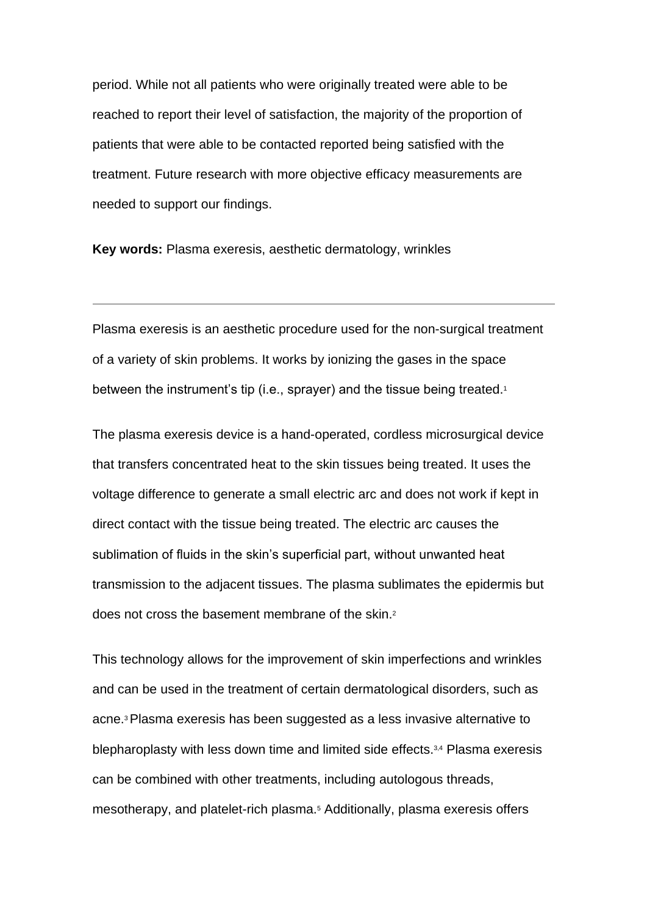period. While not all patients who were originally treated were able to be reached to report their level of satisfaction, the majority of the proportion of patients that were able to be contacted reported being satisfied with the treatment. Future research with more objective efficacy measurements are needed to support our findings.

**Key words:** Plasma exeresis, aesthetic dermatology, wrinkles

---

Plasma exeresis is an aesthetic procedure used for the non-surgical treatment of a variety of skin problems. It works by ionizing the gases in the space between the instrument's tip (i.e., sprayer) and the tissue being treated.[1]

The plasma exeresis device is a hand-operated, cordless microsurgical device that transfers concentrated heat to the skin tissues being treated. It uses the voltage difference to generate a small electric arc and does not work if kept in direct contact with the tissue being treated. The electric arc causes the sublimation of fluids in the skin's superficial part, without unwanted heat transmission to the adjacent tissues. The plasma sublimates the epidermis but does not cross the basement membrane of the skin.[2]

This technology allows for the improvement of skin imperfections and wrinkles and can be used in the treatment of certain dermatological disorders, such as acne.[3] Plasma exeresis has been suggested as a less invasive alternative to blepharoplasty with less down time and limited side effects.[3,4] Plasma exeresis can be combined with other treatments, including autologous threads, mesotherapy, and platelet-rich plasma.[5] Additionally, plasma exeresis offers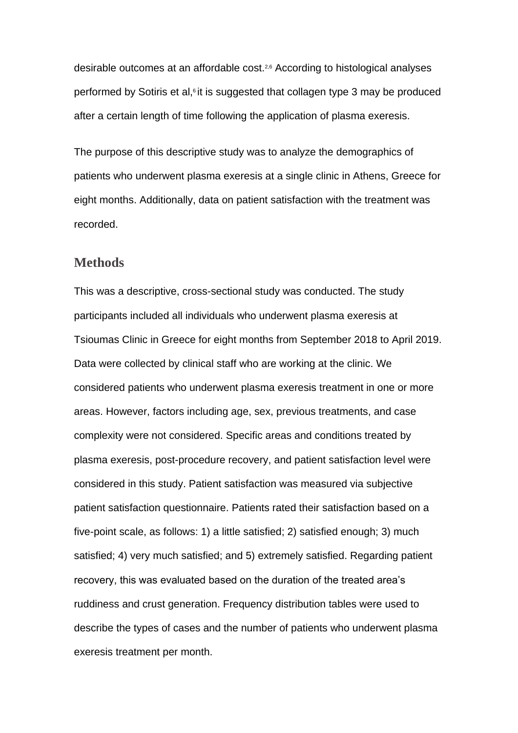desirable outcomes at an affordable cost.[2,6] According to histological analyses performed by Sotiris et al,[6] it is suggested that collagen type 3 may be produced after a certain length of time following the application of plasma exeresis.

The purpose of this descriptive study was to analyze the demographics of patients who underwent plasma exeresis at a single clinic in Athens, Greece for eight months. Additionally, data on patient satisfaction with the treatment was recorded.

## Methods

This was a descriptive, cross-sectional study was conducted. The study participants included all individuals who underwent plasma exeresis at Tsioumas Clinic in Greece for eight months from September 2018 to April 2019. Data were collected by clinical staff who are working at the clinic. We considered patients who underwent plasma exeresis treatment in one or more areas. However, factors including age, sex, previous treatments, and case complexity were not considered. Specific areas and conditions treated by plasma exeresis, post-procedure recovery, and patient satisfaction level were considered in this study. Patient satisfaction was measured via subjective patient satisfaction questionnaire. Patients rated their satisfaction based on a five-point scale, as follows: 1) a little satisfied; 2) satisfied enough; 3) much satisfied; 4) very much satisfied; and 5) extremely satisfied. Regarding patient recovery, this was evaluated based on the duration of the treated area's ruddiness and crust generation. Frequency distribution tables were used to describe the types of cases and the number of patients who underwent plasma exeresis treatment per month.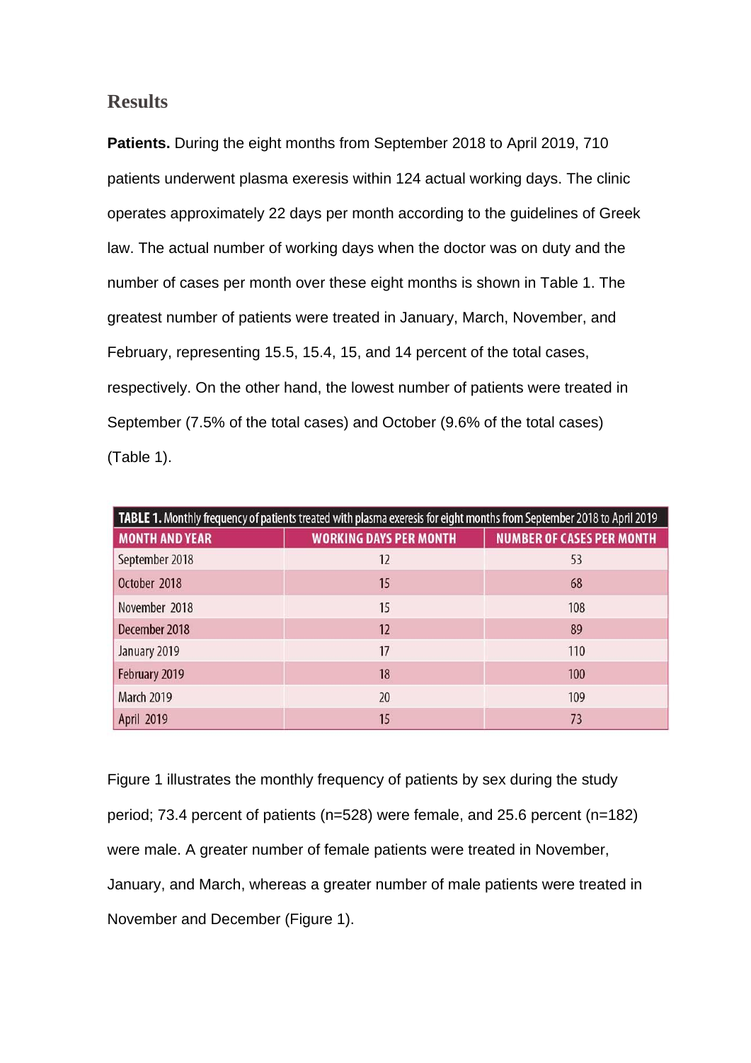## Results

**Patients.** During the eight months from September 2018 to April 2019, 710 patients underwent plasma exeresis within 124 actual working days. The clinic operates approximately 22 days per month according to the guidelines of Greek law. The actual number of working days when the doctor was on duty and the number of cases per month over these eight months is shown in Table 1. The greatest number of patients were treated in January, March, November, and February, representing 15.5, 15.4, 15, and 14 percent of the total cases, respectively. On the other hand, the lowest number of patients were treated in September (7.5% of the total cases) and October (9.6% of the total cases) (Table 1).

**TABLE 1.** Monthly frequency of patients treated with plasma exeresis for eight months from September 2018 to April 2019

| MONTH AND YEAR | WORKING DAYS PER MONTH | NUMBER OF CASES PER MONTH |
| --- | --- | --- |
| September 2018 | 12 | 53 |
| October 2018 | 15 | 68 |
| November 2018 | 15 | 108 |
| December 2018 | 12 | 89 |
| January 2019 | 17 | 110 |
| February 2019 | 18 | 100 |
| March 2019 | 20 | 109 |
| April 2019 | 15 | 73 |

Figure 1 illustrates the monthly frequency of patients by sex during the study period; 73.4 percent of patients (n=528) were female, and 25.6 percent (n=182) were male. A greater number of female patients were treated in November, January, and March, whereas a greater number of male patients were treated in November and December (Figure 1).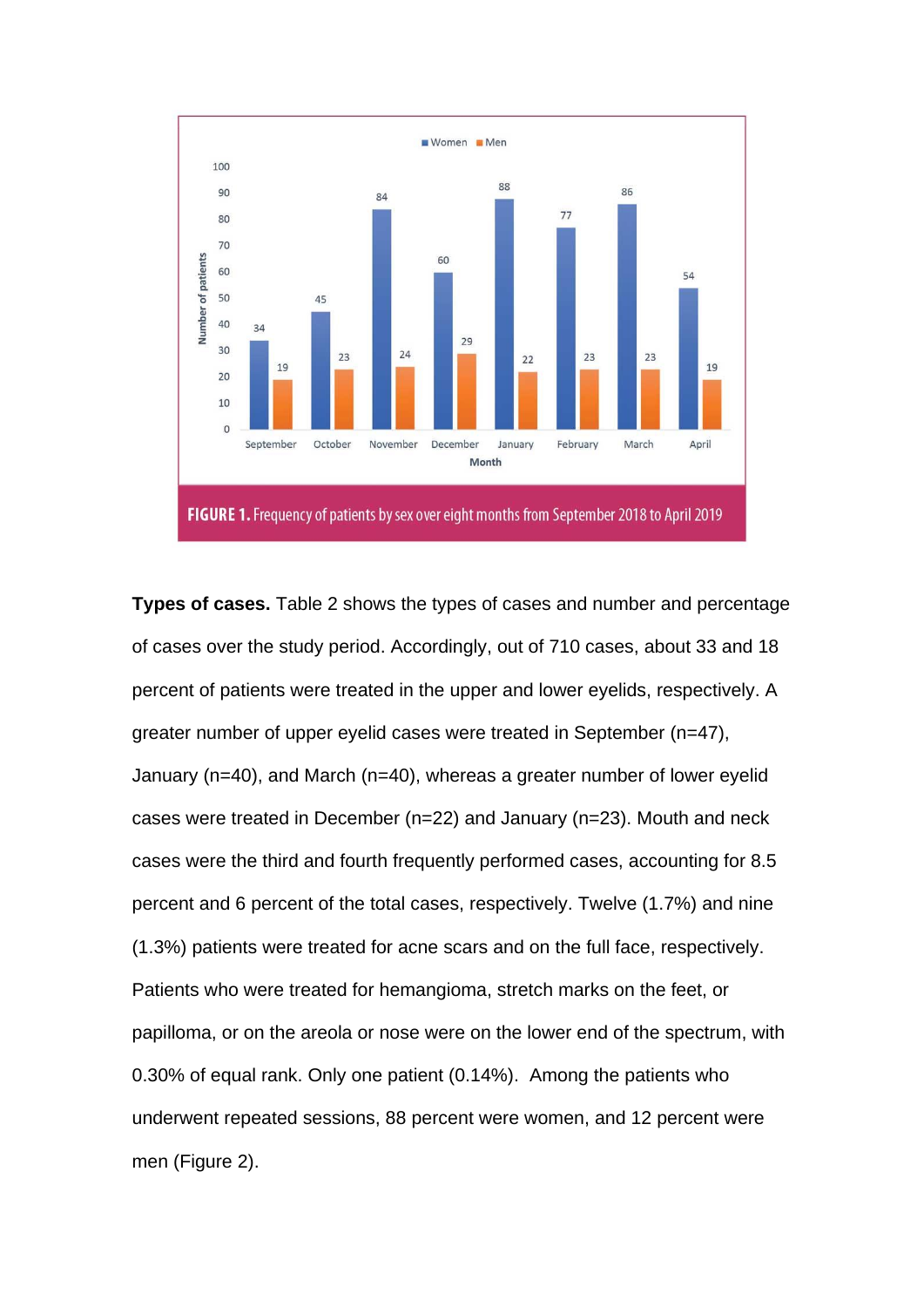FIGURE 1. Frequency of patients by sex over eight months from September 2018 to April 2019

**Types of cases.** Table 2 shows the types of cases and number and percentage of cases over the study period. Accordingly, out of 710 cases, about 33 and 18 percent of patients were treated in the upper and lower eyelids, respectively. A greater number of upper eyelid cases were treated in September (n=47), January (n=40), and March (n=40), whereas a greater number of lower eyelid cases were treated in December (n=22) and January (n=23). Mouth and neck cases were the third and fourth frequently performed cases, accounting for 8.5 percent and 6 percent of the total cases, respectively. Twelve (1.7%) and nine (1.3%) patients were treated for acne scars and on the full face, respectively. Patients who were treated for hemangioma, stretch marks on the feet, or papilloma, or on the areola or nose were on the lower end of the spectrum, with 0.30% of equal rank. Only one patient (0.14%). Among the patients who underwent repeated sessions, 88 percent were women, and 12 percent were men (Figure 2).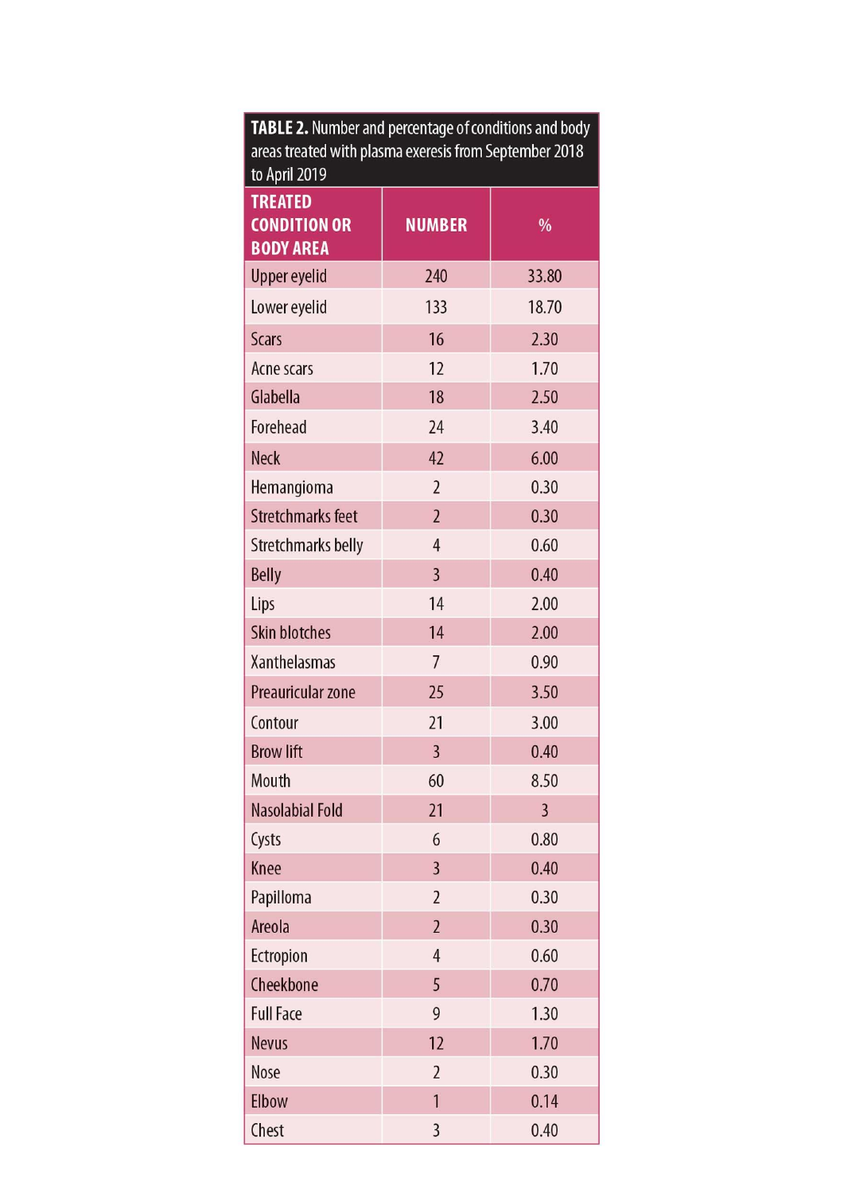**TABLE 2.** Number and percentage of conditions and body areas treated with plasma exeresis from September 2018 to April 2019

| TREATED CONDITION OR BODY AREA | NUMBER | % |
|---|---|---|
| Upper eyelid | 240 | 33.80 |
| Lower eyelid | 133 | 18.70 |
| Scars | 16 | 2.30 |
| Acne scars | 12 | 1.70 |
| Glabella | 18 | 2.50 |
| Forehead | 24 | 3.40 |
| Neck | 42 | 6.00 |
| Hemangioma | 2 | 0.30 |
| Stretchmarks feet | 2 | 0.30 |
| Stretchmarks belly | 4 | 0.60 |
| Belly | 3 | 0.40 |
| Lips | 14 | 2.00 |
| Skin blotches | 14 | 2.00 |
| Xanthelasmas | 7 | 0.90 |
| Preauricular zone | 25 | 3.50 |
| Contour | 21 | 3.00 |
| Brow lift | 3 | 0.40 |
| Mouth | 60 | 8.50 |
| Nasolabial Fold | 21 | 3 |
| Cysts | 6 | 0.80 |
| Knee | 3 | 0.40 |
| Papilloma | 2 | 0.30 |
| Areola | 2 | 0.30 |
| Ectropion | 4 | 0.60 |
| Cheekbone | 5 | 0.70 |
| Full Face | 9 | 1.30 |
| Nevus | 12 | 1.70 |
| Nose | 2 | 0.30 |
| Elbow | 1 | 0.14 |
| Chest | 3 | 0.40 |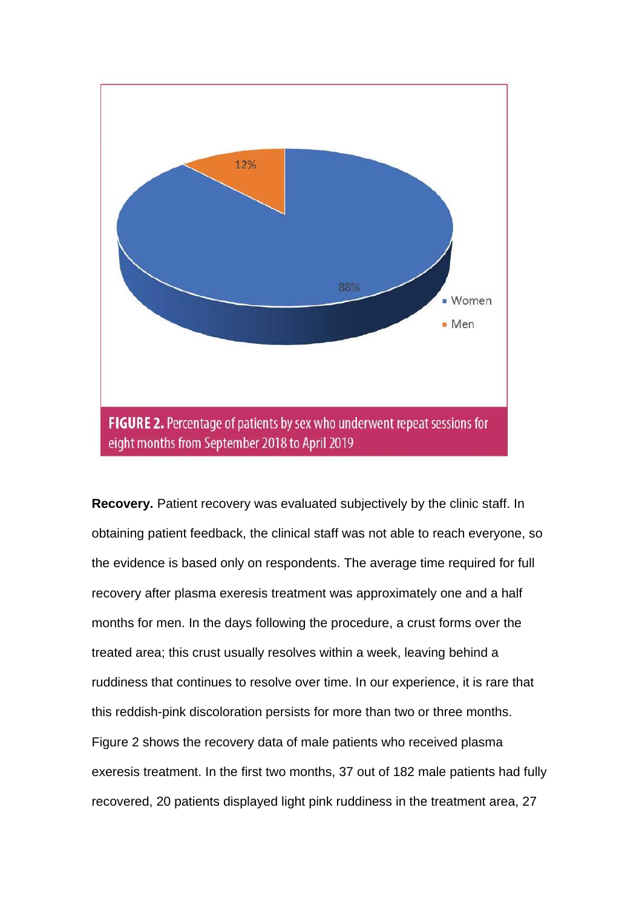**FIGURE 2.** Percentage of patients by sex who underwent repeat sessions for eight months from September 2018 to April 2019

**Recovery.** Patient recovery was evaluated subjectively by the clinic staff. In obtaining patient feedback, the clinical staff was not able to reach everyone, so the evidence is based only on respondents. The average time required for full recovery after plasma exeresis treatment was approximately one and a half months for men. In the days following the procedure, a crust forms over the treated area; this crust usually resolves within a week, leaving behind a ruddiness that continues to resolve over time. In our experience, it is rare that this reddish-pink discoloration persists for more than two or three months. Figure 2 shows the recovery data of male patients who received plasma exeresis treatment. In the first two months, 37 out of 182 male patients had fully recovered, 20 patients displayed light pink ruddiness in the treatment area, 27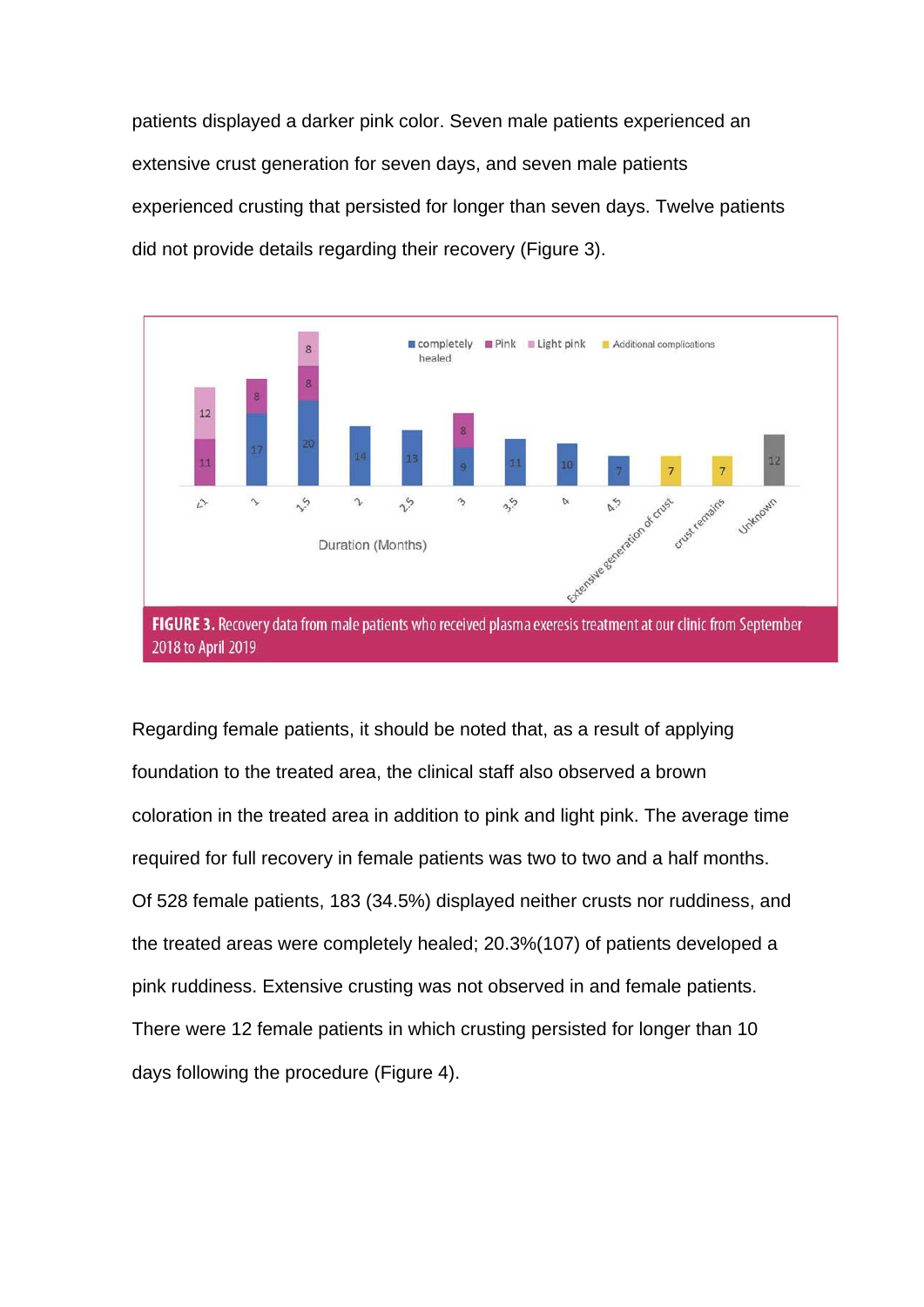patients displayed a darker pink color. Seven male patients experienced an extensive crust generation for seven days, and seven male patients experienced crusting that persisted for longer than seven days. Twelve patients did not provide details regarding their recovery (Figure 3).

**FIGURE 3.** Recovery data from male patients who received plasma exeresis treatment at our clinic from September 2018 to April 2019

Regarding female patients, it should be noted that, as a result of applying foundation to the treated area, the clinical staff also observed a brown coloration in the treated area in addition to pink and light pink. The average time required for full recovery in female patients was two to two and a half months. Of 528 female patients, 183 (34.5%) displayed neither crusts nor ruddiness, and the treated areas were completely healed; 20.3%(107) of patients developed a pink ruddiness. Extensive crusting was not observed in and female patients. There were 12 female patients in which crusting persisted for longer than 10 days following the procedure (Figure 4).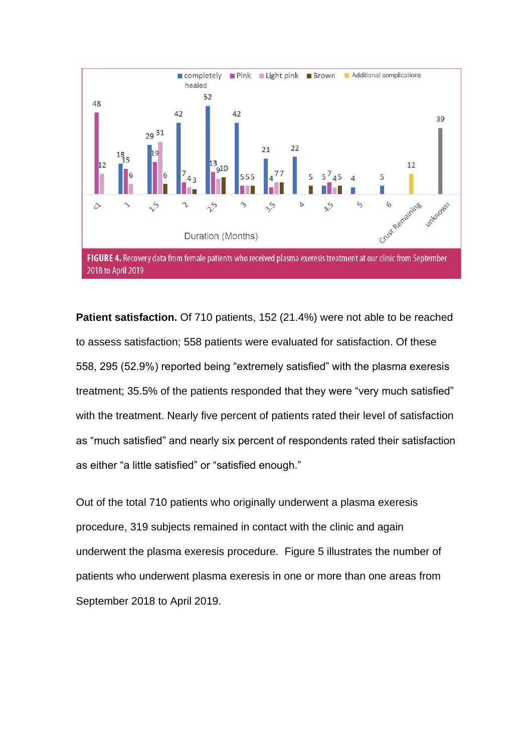FIGURE 4. Recovery data from female patients who received plasma exeresis treatment at our clinic from September 2018 to April 2019

**Patient satisfaction.** Of 710 patients, 152 (21.4%) were not able to be reached to assess satisfaction; 558 patients were evaluated for satisfaction. Of these 558, 295 (52.9%) reported being "extremely satisfied" with the plasma exeresis treatment; 35.5% of the patients responded that they were "very much satisfied" with the treatment. Nearly five percent of patients rated their level of satisfaction as "much satisfied" and nearly six percent of respondents rated their satisfaction as either "a little satisfied" or "satisfied enough."

Out of the total 710 patients who originally underwent a plasma exeresis procedure, 319 subjects remained in contact with the clinic and again underwent the plasma exeresis procedure. Figure 5 illustrates the number of patients who underwent plasma exeresis in one or more than one areas from September 2018 to April 2019.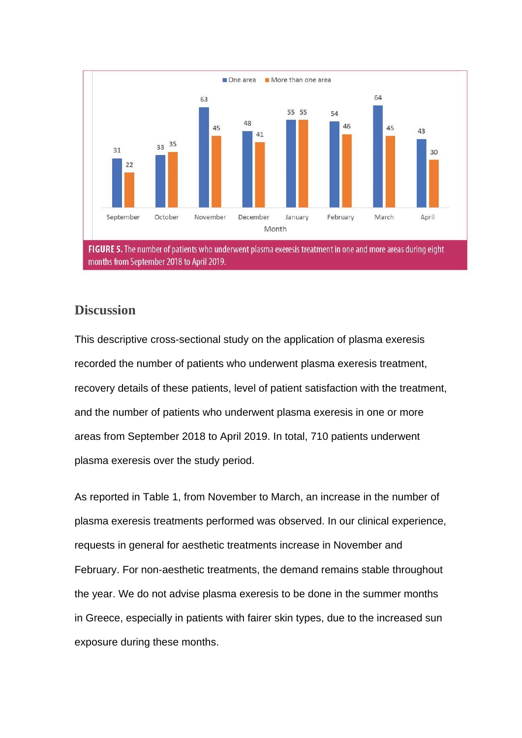FIGURE 5. The number of patients who underwent plasma exeresis treatment in one and more areas during eight months from September 2018 to April 2019.

## Discussion

This descriptive cross-sectional study on the application of plasma exeresis recorded the number of patients who underwent plasma exeresis treatment, recovery details of these patients, level of patient satisfaction with the treatment, and the number of patients who underwent plasma exeresis in one or more areas from September 2018 to April 2019. In total, 710 patients underwent plasma exeresis over the study period.

As reported in Table 1, from November to March, an increase in the number of plasma exeresis treatments performed was observed. In our clinical experience, requests in general for aesthetic treatments increase in November and February. For non-aesthetic treatments, the demand remains stable throughout the year. We do not advise plasma exeresis to be done in the summer months in Greece, especially in patients with fairer skin types, due to the increased sun exposure during these months.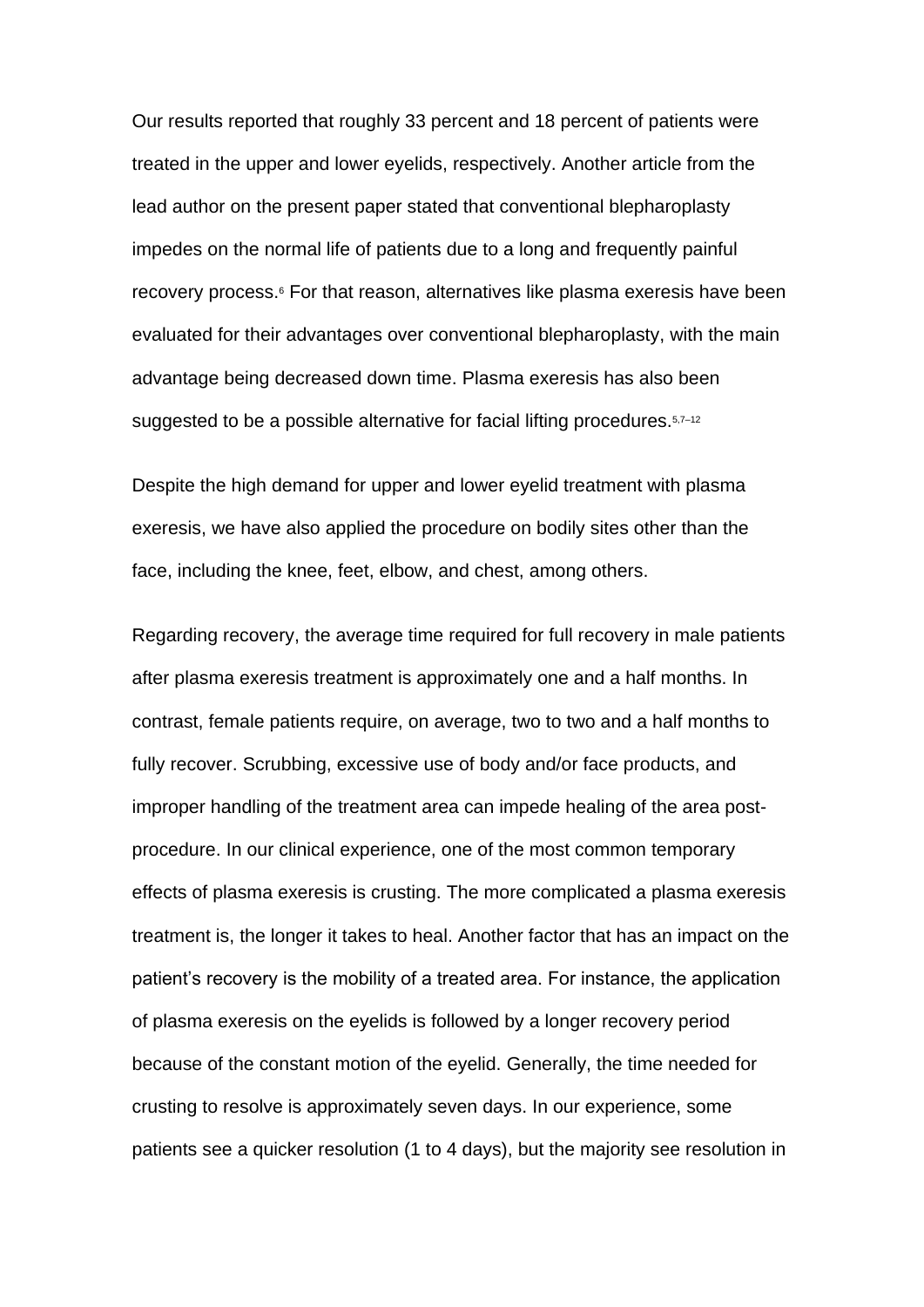Our results reported that roughly 33 percent and 18 percent of patients were treated in the upper and lower eyelids, respectively. Another article from the lead author on the present paper stated that conventional blepharoplasty impedes on the normal life of patients due to a long and frequently painful recovery process.[6] For that reason, alternatives like plasma exeresis have been evaluated for their advantages over conventional blepharoplasty, with the main advantage being decreased down time. Plasma exeresis has also been suggested to be a possible alternative for facial lifting procedures.[5,7–12]

Despite the high demand for upper and lower eyelid treatment with plasma exeresis, we have also applied the procedure on bodily sites other than the face, including the knee, feet, elbow, and chest, among others.

Regarding recovery, the average time required for full recovery in male patients after plasma exeresis treatment is approximately one and a half months. In contrast, female patients require, on average, two to two and a half months to fully recover. Scrubbing, excessive use of body and/or face products, and improper handling of the treatment area can impede healing of the area post-procedure. In our clinical experience, one of the most common temporary effects of plasma exeresis is crusting. The more complicated a plasma exeresis treatment is, the longer it takes to heal. Another factor that has an impact on the patient's recovery is the mobility of a treated area. For instance, the application of plasma exeresis on the eyelids is followed by a longer recovery period because of the constant motion of the eyelid. Generally, the time needed for crusting to resolve is approximately seven days. In our experience, some patients see a quicker resolution (1 to 4 days), but the majority see resolution in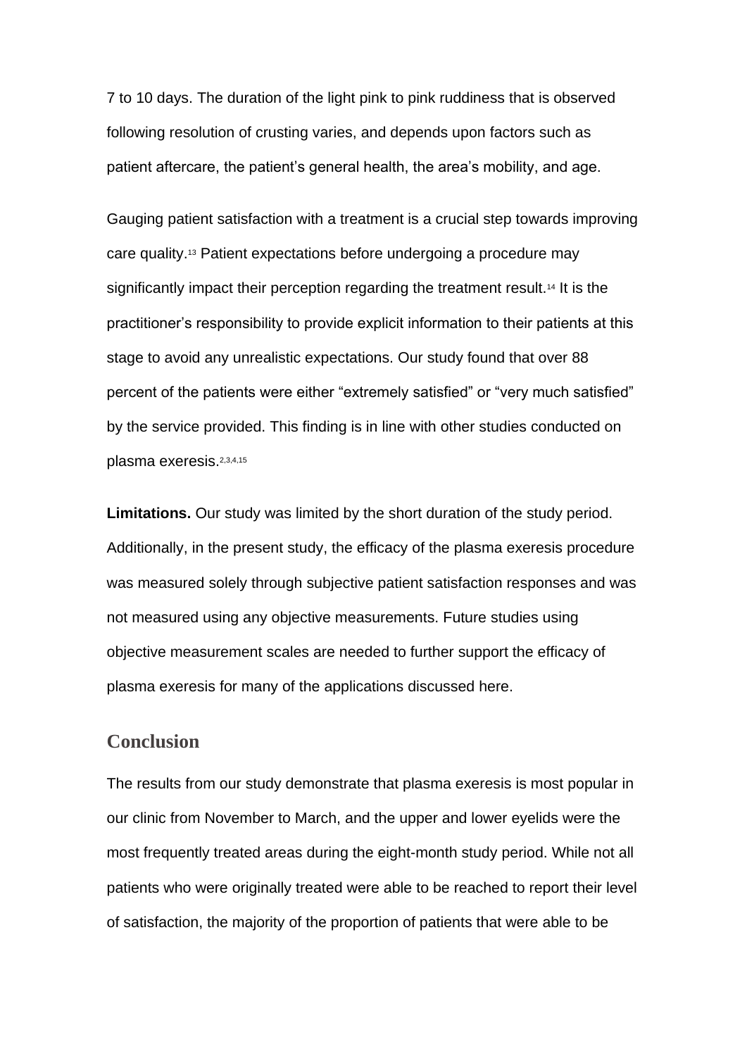7 to 10 days. The duration of the light pink to pink ruddiness that is observed following resolution of crusting varies, and depends upon factors such as patient aftercare, the patient's general health, the area's mobility, and age.

Gauging patient satisfaction with a treatment is a crucial step towards improving care quality.[13] Patient expectations before undergoing a procedure may significantly impact their perception regarding the treatment result.[14] It is the practitioner's responsibility to provide explicit information to their patients at this stage to avoid any unrealistic expectations. Our study found that over 88 percent of the patients were either "extremely satisfied" or "very much satisfied" by the service provided. This finding is in line with other studies conducted on plasma exeresis.[2,3,4,15]

**Limitations.** Our study was limited by the short duration of the study period. Additionally, in the present study, the efficacy of the plasma exeresis procedure was measured solely through subjective patient satisfaction responses and was not measured using any objective measurements. Future studies using objective measurement scales are needed to further support the efficacy of plasma exeresis for many of the applications discussed here.

## Conclusion

The results from our study demonstrate that plasma exeresis is most popular in our clinic from November to March, and the upper and lower eyelids were the most frequently treated areas during the eight-month study period. While not all patients who were originally treated were able to be reached to report their level of satisfaction, the majority of the proportion of patients that were able to be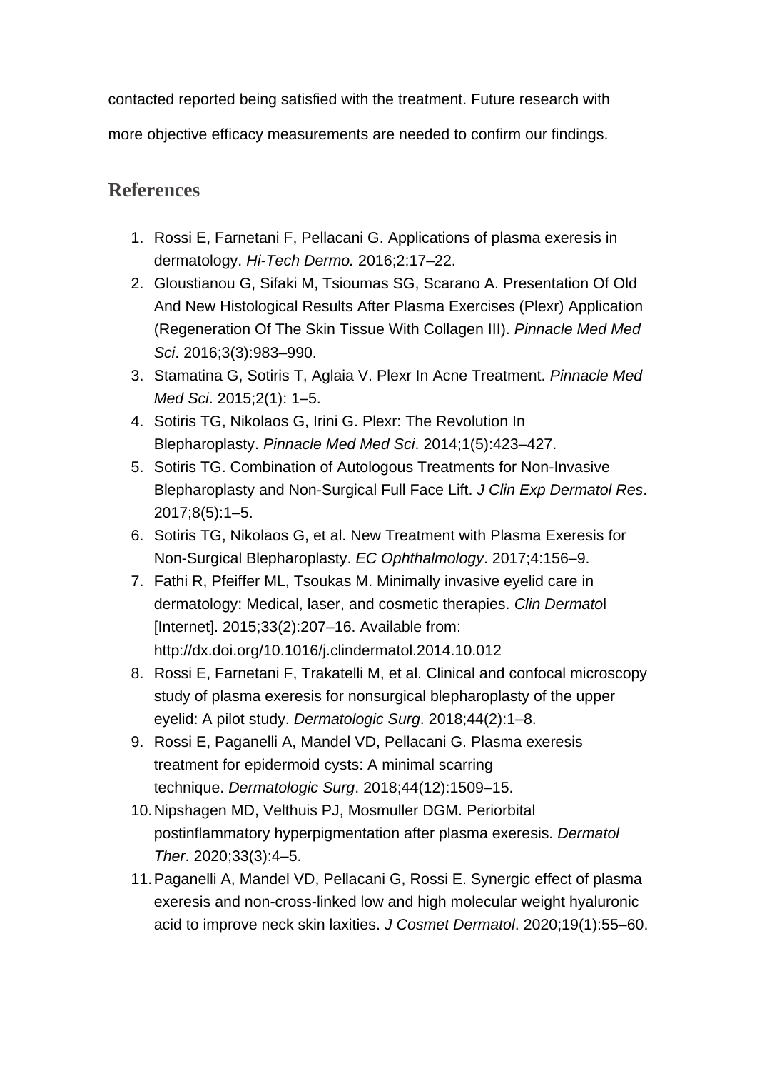contacted reported being satisfied with the treatment. Future research with more objective efficacy measurements are needed to confirm our findings.

## References

1. Rossi E, Farnetani F, Pellacani G. Applications of plasma exeresis in dermatology. *Hi-Tech Dermo.* 2016;2:17–22.
2. Gloustianou G, Sifaki M, Tsioumas SG, Scarano A. Presentation Of Old And New Histological Results After Plasma Exercises (Plexr) Application (Regeneration Of The Skin Tissue With Collagen III). *Pinnacle Med Med Sci*. 2016;3(3):983–990.
3. Stamatina G, Sotiris T, Aglaia V. Plexr In Acne Treatment. *Pinnacle Med Med Sci*. 2015;2(1): 1–5.
4. Sotiris TG, Nikolaos G, Irini G. Plexr: The Revolution In Blepharoplasty. *Pinnacle Med Med Sci*. 2014;1(5):423–427.
5. Sotiris TG. Combination of Autologous Treatments for Non-Invasive Blepharoplasty and Non-Surgical Full Face Lift. *J Clin Exp Dermatol Res*. 2017;8(5):1–5.
6. Sotiris TG, Nikolaos G, et al. New Treatment with Plasma Exeresis for Non-Surgical Blepharoplasty. *EC Ophthalmology*. 2017;4:156–9.
7. Fathi R, Pfeiffer ML, Tsoukas M. Minimally invasive eyelid care in dermatology: Medical, laser, and cosmetic therapies. *Clin Dermato*l [Internet]. 2015;33(2):207–16. Available from: http://dx.doi.org/10.1016/j.clindermatol.2014.10.012
8. Rossi E, Farnetani F, Trakatelli M, et al. Clinical and confocal microscopy study of plasma exeresis for nonsurgical blepharoplasty of the upper eyelid: A pilot study. *Dermatologic Surg*. 2018;44(2):1–8.
9. Rossi E, Paganelli A, Mandel VD, Pellacani G. Plasma exeresis treatment for epidermoid cysts: A minimal scarring technique. *Dermatologic Surg*. 2018;44(12):1509–15.
10. Nipshagen MD, Velthuis PJ, Mosmuller DGM. Periorbital postinflammatory hyperpigmentation after plasma exeresis. *Dermatol Ther*. 2020;33(3):4–5.
11. Paganelli A, Mandel VD, Pellacani G, Rossi E. Synergic effect of plasma exeresis and non-cross-linked low and high molecular weight hyaluronic acid to improve neck skin laxities. *J Cosmet Dermatol*. 2020;19(1):55–60.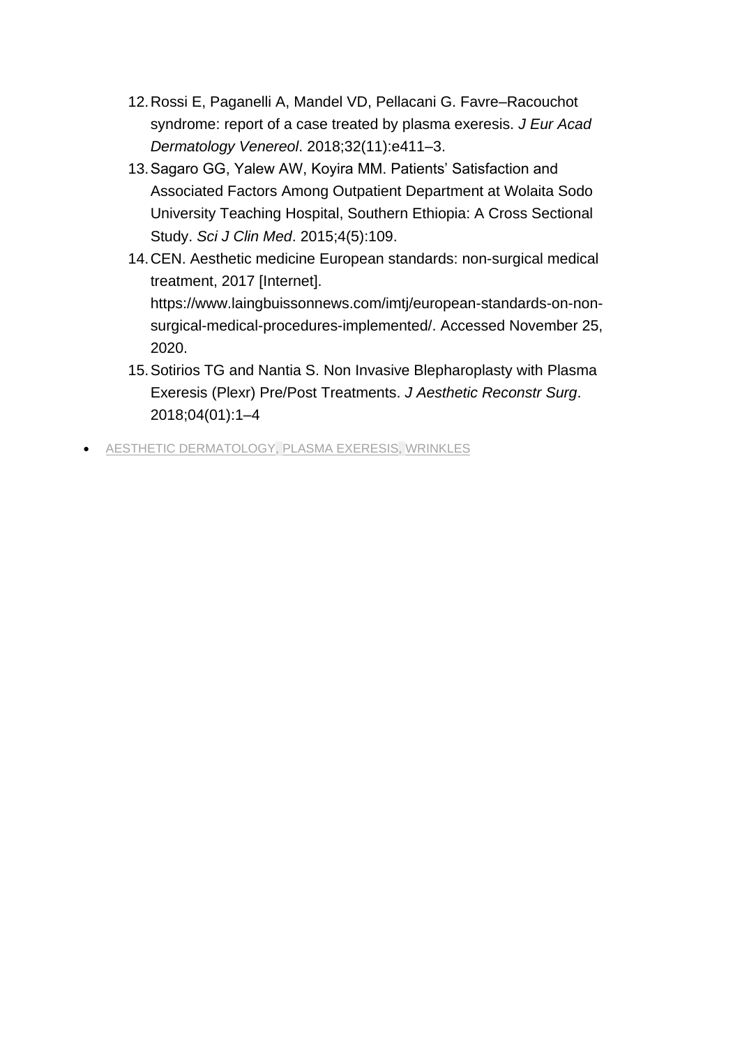12. Rossi E, Paganelli A, Mandel VD, Pellacani G. Favre–Racouchot syndrome: report of a case treated by plasma exeresis. *J Eur Acad Dermatology Venereol*. 2018;32(11):e411–3.
13. Sagaro GG, Yalew AW, Koyira MM. Patients' Satisfaction and Associated Factors Among Outpatient Department at Wolaita Sodo University Teaching Hospital, Southern Ethiopia: A Cross Sectional Study. *Sci J Clin Med*. 2015;4(5):109.
14. CEN. Aesthetic medicine European standards: non-surgical medical treatment, 2017 [Internet]. https://www.laingbuissonnews.com/imtj/european-standards-on-non-surgical-medical-procedures-implemented/. Accessed November 25, 2020.
15. Sotirios TG and Nantia S. Non Invasive Blepharoplasty with Plasma Exeresis (Plexr) Pre/Post Treatments. *J Aesthetic Reconstr Surg*. 2018;04(01):1–4

- AESTHETIC DERMATOLOGY, PLASMA EXERESIS, WRINKLES